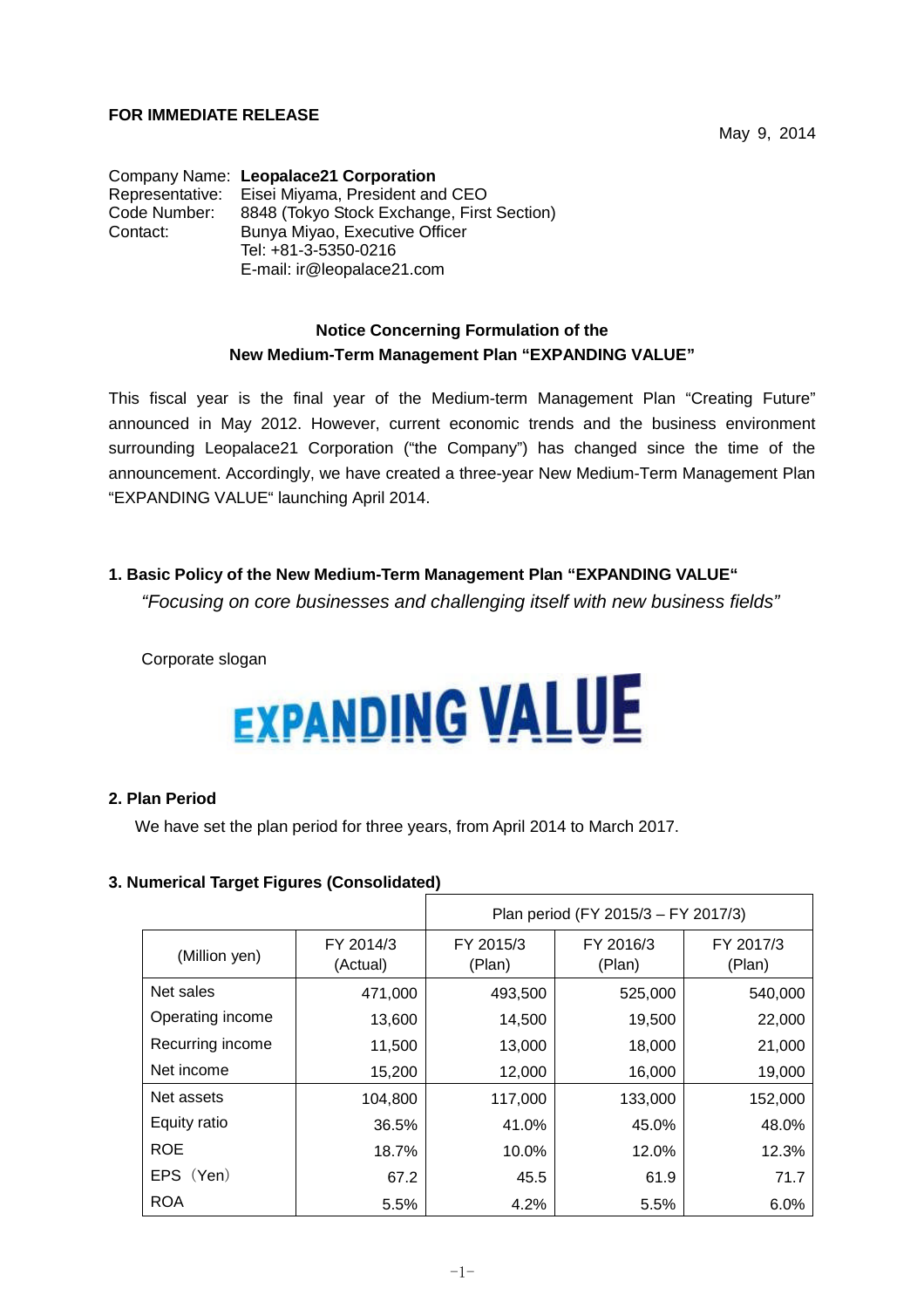**FOR IMMEDIATE RELEASE**

May 9, 2014

Company Name: **Leopalace21 Corporation**
Representative: Eisei Miyama, President and CEO
Code Number: 8848 (Tokyo Stock Exchange, First Section)
Contact: Bunya Miyao, Executive Officer
Tel: +81-3-5350-0216
E-mail: ir@leopalace21.com

## Notice Concerning Formulation of the New Medium-Term Management Plan "EXPANDING VALUE"

This fiscal year is the final year of the Medium-term Management Plan "Creating Future" announced in May 2012. However, current economic trends and the business environment surrounding Leopalace21 Corporation ("the Company") has changed since the time of the announcement. Accordingly, we have created a three-year New Medium-Term Management Plan "EXPANDING VALUE" launching April 2014.

### 1. Basic Policy of the New Medium-Term Management Plan "EXPANDING VALUE"

*"Focusing on core businesses and challenging itself with new business fields"*

Corporate slogan

EXPANDING VALUE

### 2. Plan Period

We have set the plan period for three years, from April 2014 to March 2017.

### 3. Numerical Target Figures (Consolidated)

| | | Plan period (FY 2015/3 – FY 2017/3) | | |
|---|---|---|---|---|
| (Million yen) | FY 2014/3 (Actual) | FY 2015/3 (Plan) | FY 2016/3 (Plan) | FY 2017/3 (Plan) |
| Net sales | 471,000 | 493,500 | 525,000 | 540,000 |
| Operating income | 13,600 | 14,500 | 19,500 | 22,000 |
| Recurring income | 11,500 | 13,000 | 18,000 | 21,000 |
| Net income | 15,200 | 12,000 | 16,000 | 19,000 |
| Net assets | 104,800 | 117,000 | 133,000 | 152,000 |
| Equity ratio | 36.5% | 41.0% | 45.0% | 48.0% |
| ROE | 18.7% | 10.0% | 12.0% | 12.3% |
| EPS（Yen） | 67.2 | 45.5 | 61.9 | 71.7 |
| ROA | 5.5% | 4.2% | 5.5% | 6.0% |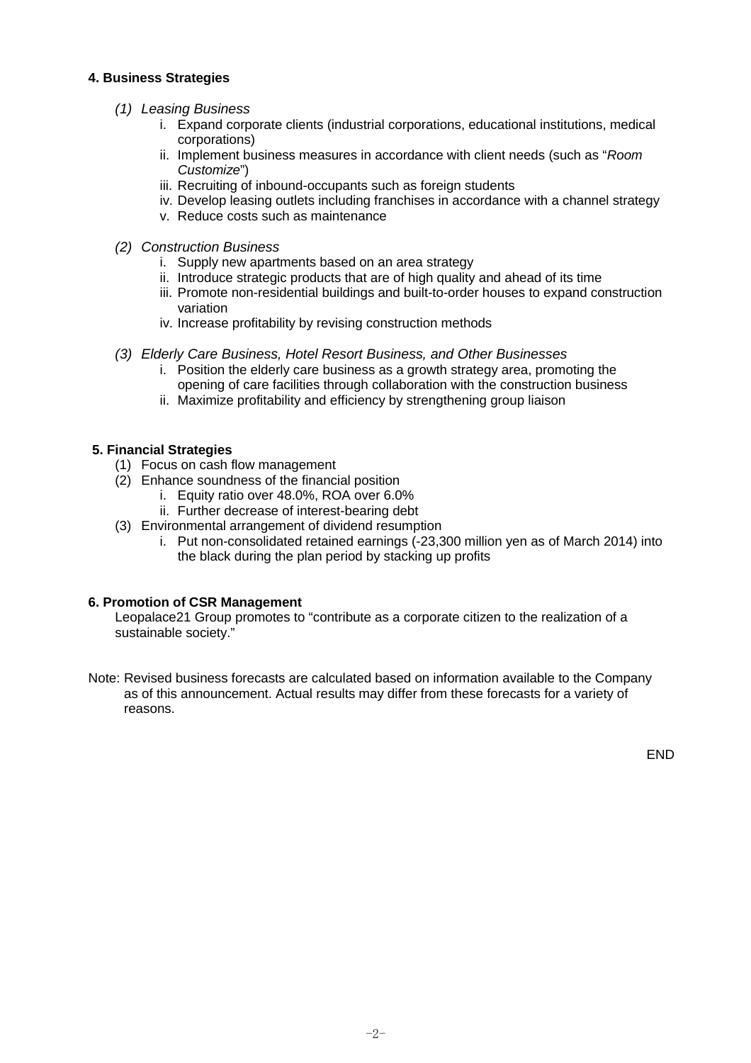#### 4. Business Strategies

*(1) Leasing Business*

i. Expand corporate clients (industrial corporations, educational institutions, medical corporations)
ii. Implement business measures in accordance with client needs (such as "*Room Customize*")
iii. Recruiting of inbound-occupants such as foreign students
iv. Develop leasing outlets including franchises in accordance with a channel strategy
v. Reduce costs such as maintenance

*(2) Construction Business*

i. Supply new apartments based on an area strategy
ii. Introduce strategic products that are of high quality and ahead of its time
iii. Promote non-residential buildings and built-to-order houses to expand construction variation
iv. Increase profitability by revising construction methods

*(3) Elderly Care Business, Hotel Resort Business, and Other Businesses*

i. Position the elderly care business as a growth strategy area, promoting the opening of care facilities through collaboration with the construction business
ii. Maximize profitability and efficiency by strengthening group liaison

#### 5. Financial Strategies

(1) Focus on cash flow management
(2) Enhance soundness of the financial position
 i. Equity ratio over 48.0%, ROA over 6.0%
 ii. Further decrease of interest-bearing debt
(3) Environmental arrangement of dividend resumption
 i. Put non-consolidated retained earnings (-23,300 million yen as of March 2014) into the black during the plan period by stacking up profits

#### 6. Promotion of CSR Management

Leopalace21 Group promotes to "contribute as a corporate citizen to the realization of a sustainable society."

Note: Revised business forecasts are calculated based on information available to the Company as of this announcement. Actual results may differ from these forecasts for a variety of reasons.

END